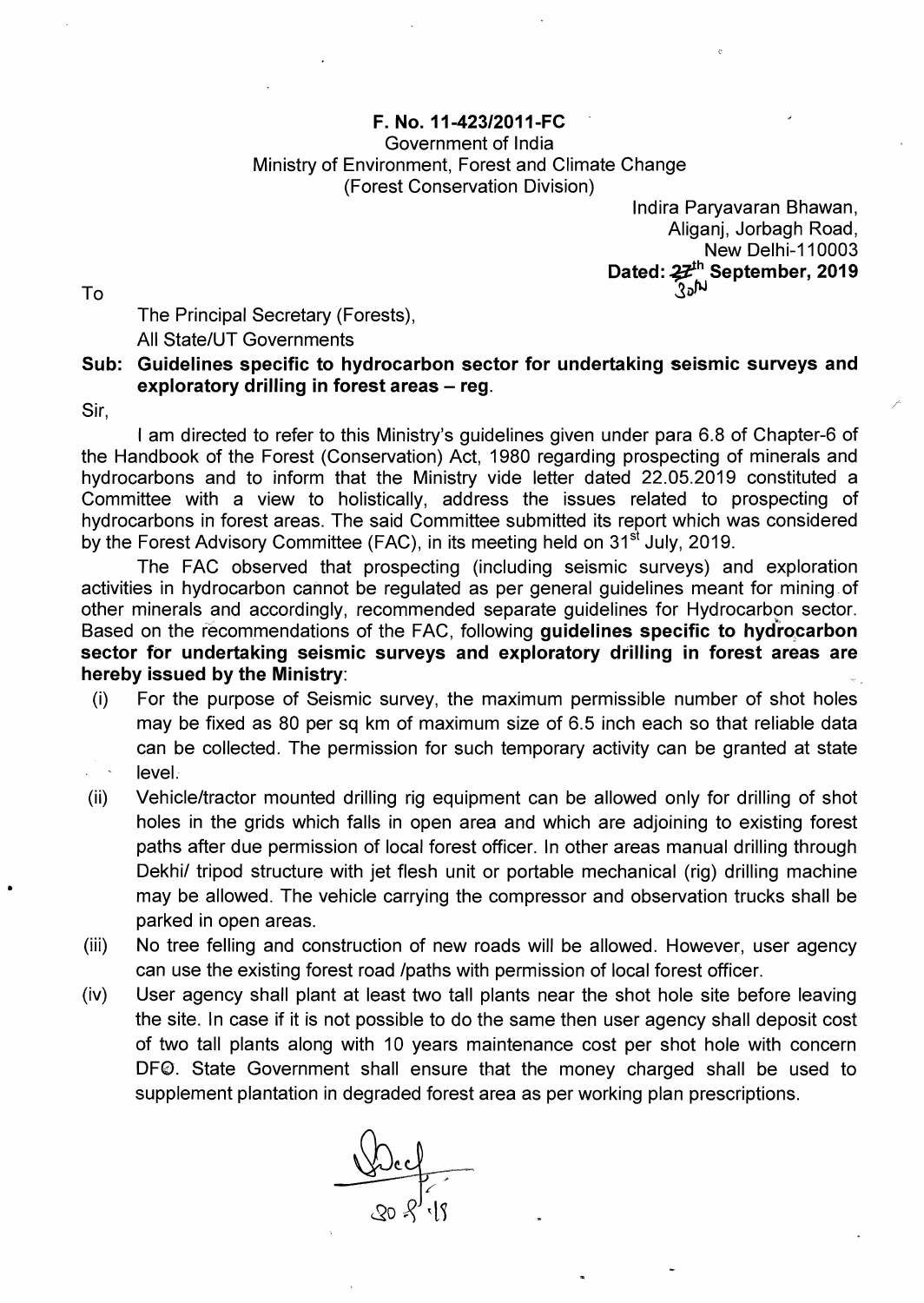**F. No. 11-423/2011-FC**
Government of India
Ministry of Environment, Forest and Climate Change
(Forest Conservation Division)

Indira Paryavaran Bhawan,
Aliganj, Jorbagh Road,
New Delhi-110003
**Dated: ~~27~~ 30th September, 2019**

To

The Principal Secretary (Forests),
All State/UT Governments

**Sub: Guidelines specific to hydrocarbon sector for undertaking seismic surveys and exploratory drilling in forest areas – reg.**

Sir,

I am directed to refer to this Ministry's guidelines given under para 6.8 of Chapter-6 of the Handbook of the Forest (Conservation) Act, 1980 regarding prospecting of minerals and hydrocarbons and to inform that the Ministry vide letter dated 22.05.2019 constituted a Committee with a view to holistically, address the issues related to prospecting of hydrocarbons in forest areas. The said Committee submitted its report which was considered by the Forest Advisory Committee (FAC), in its meeting held on 31st July, 2019.

The FAC observed that prospecting (including seismic surveys) and exploration activities in hydrocarbon cannot be regulated as per general guidelines meant for mining of other minerals and accordingly, recommended separate guidelines for Hydrocarbon sector. Based on the recommendations of the FAC, following **guidelines specific to hydrocarbon sector for undertaking seismic surveys and exploratory drilling in forest areas are hereby issued by the Ministry**:

(i) For the purpose of Seismic survey, the maximum permissible number of shot holes may be fixed as 80 per sq km of maximum size of 6.5 inch each so that reliable data can be collected. The permission for such temporary activity can be granted at state level.

(ii) Vehicle/tractor mounted drilling rig equipment can be allowed only for drilling of shot holes in the grids which falls in open area and which are adjoining to existing forest paths after due permission of local forest officer. In other areas manual drilling through Dekhi/ tripod structure with jet flesh unit or portable mechanical (rig) drilling machine may be allowed. The vehicle carrying the compressor and observation trucks shall be parked in open areas.

(iii) No tree felling and construction of new roads will be allowed. However, user agency can use the existing forest road /paths with permission of local forest officer.

(iv) User agency shall plant at least two tall plants near the shot hole site before leaving the site. In case if it is not possible to do the same then user agency shall deposit cost of two tall plants along with 10 years maintenance cost per shot hole with concern DFO. State Government shall ensure that the money charged shall be used to supplement plantation in degraded forest area as per working plan prescriptions.

30.9.19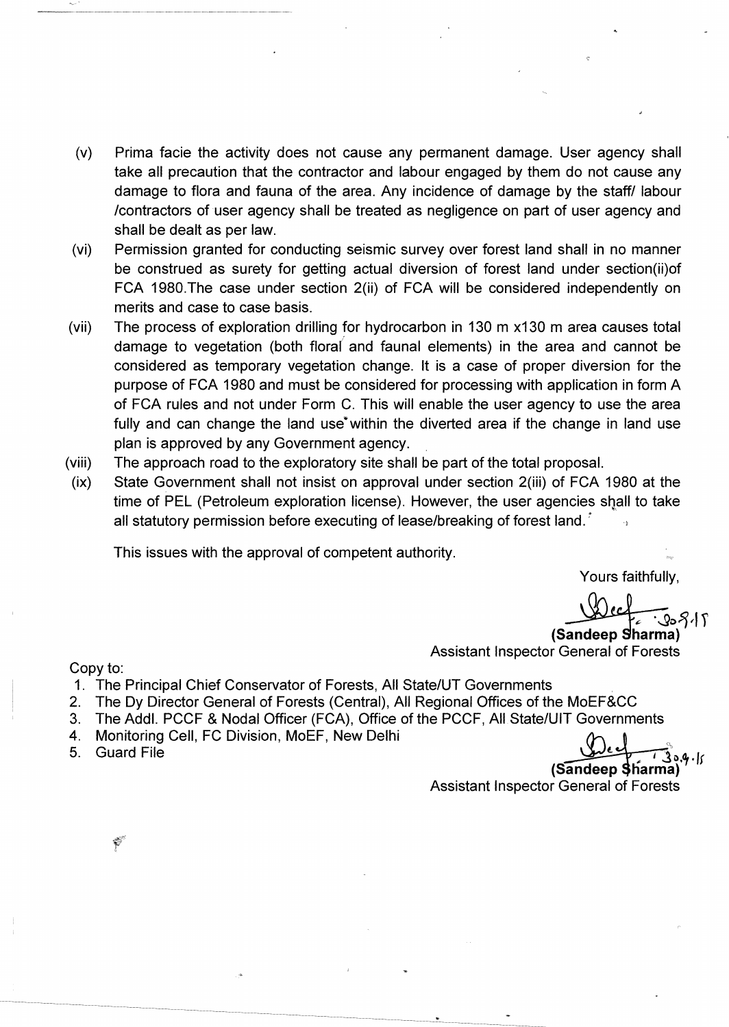(v) Prima facie the activity does not cause any permanent damage. User agency shall take all precaution that the contractor and labour engaged by them do not cause any damage to flora and fauna of the area. Any incidence of damage by the staff/ labour /contractors of user agency shall be treated as negligence on part of user agency and shall be dealt as per law.

(vi) Permission granted for conducting seismic survey over forest land shall in no manner be construed as surety for getting actual diversion of forest land under section(ii)of FCA 1980.The case under section 2(ii) of FCA will be considered independently on merits and case to case basis.

(vii) The process of exploration drilling for hydrocarbon in 130 m x130 m area causes total damage to vegetation (both floral and faunal elements) in the area and cannot be considered as temporary vegetation change. It is a case of proper diversion for the purpose of FCA 1980 and must be considered for processing with application in form A of FCA rules and not under Form C. This will enable the user agency to use the area fully and can change the land use within the diverted area if the change in land use plan is approved by any Government agency.

(viii) The approach road to the exploratory site shall be part of the total proposal.

(ix) State Government shall not insist on approval under section 2(iii) of FCA 1980 at the time of PEL (Petroleum exploration license). However, the user agencies shall to take all statutory permission before executing of lease/breaking of forest land.

This issues with the approval of competent authority.

Yours faithfully,

30.9.15

**(Sandeep Sharma)**
Assistant Inspector General of Forests

Copy to:

1. The Principal Chief Conservator of Forests, All State/UT Governments
2. The Dy Director General of Forests (Central), All Regional Offices of the MoEF&CC
3. The Addl. PCCF & Nodal Officer (FCA), Office of the PCCF, All State/UIT Governments
4. Monitoring Cell, FC Division, MoEF, New Delhi
5. Guard File

30.9.15

**(Sandeep Sharma)**
Assistant Inspector General of Forests